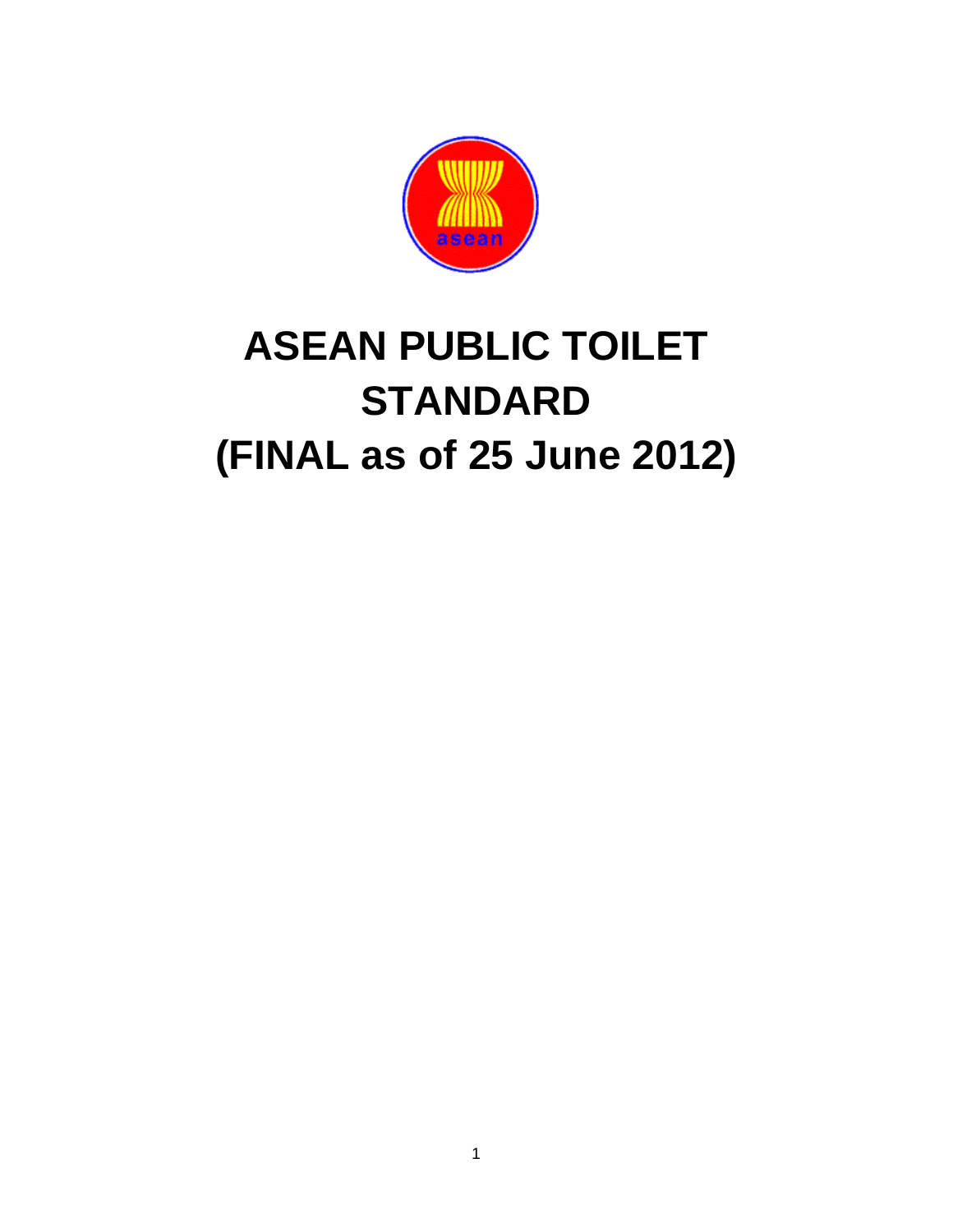# ASEAN PUBLIC TOILET STANDARD

# (FINAL as of 25 June 2012)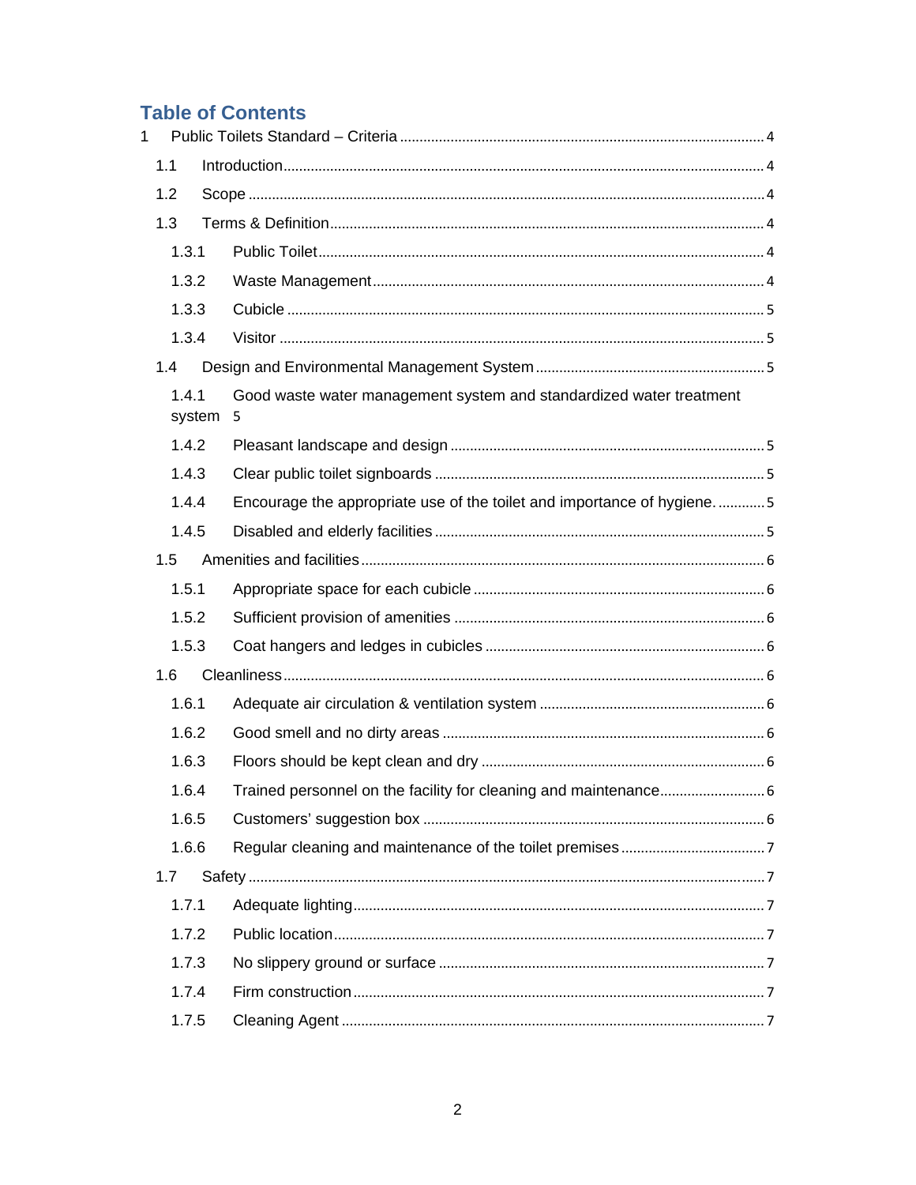# Table of Contents

- 1 Public Toilets Standard – Criteria ..... 4
  - 1.1 Introduction ..... 4
  - 1.2 Scope ..... 4
  - 1.3 Terms & Definition ..... 4
    - 1.3.1 Public Toilet ..... 4
    - 1.3.2 Waste Management ..... 4
    - 1.3.3 Cubicle ..... 5
    - 1.3.4 Visitor ..... 5
  - 1.4 Design and Environmental Management System ..... 5
    - 1.4.1 Good waste water management system and standardized water treatment system 5
    - 1.4.2 Pleasant landscape and design ..... 5
    - 1.4.3 Clear public toilet signboards ..... 5
    - 1.4.4 Encourage the appropriate use of the toilet and importance of hygiene. ..... 5
    - 1.4.5 Disabled and elderly facilities ..... 5
  - 1.5 Amenities and facilities ..... 6
    - 1.5.1 Appropriate space for each cubicle ..... 6
    - 1.5.2 Sufficient provision of amenities ..... 6
    - 1.5.3 Coat hangers and ledges in cubicles ..... 6
  - 1.6 Cleanliness ..... 6
    - 1.6.1 Adequate air circulation & ventilation system ..... 6
    - 1.6.2 Good smell and no dirty areas ..... 6
    - 1.6.3 Floors should be kept clean and dry ..... 6
    - 1.6.4 Trained personnel on the facility for cleaning and maintenance ..... 6
    - 1.6.5 Customers' suggestion box ..... 6
    - 1.6.6 Regular cleaning and maintenance of the toilet premises ..... 7
  - 1.7 Safety ..... 7
    - 1.7.1 Adequate lighting ..... 7
    - 1.7.2 Public location ..... 7
    - 1.7.3 No slippery ground or surface ..... 7
    - 1.7.4 Firm construction ..... 7
    - 1.7.5 Cleaning Agent ..... 7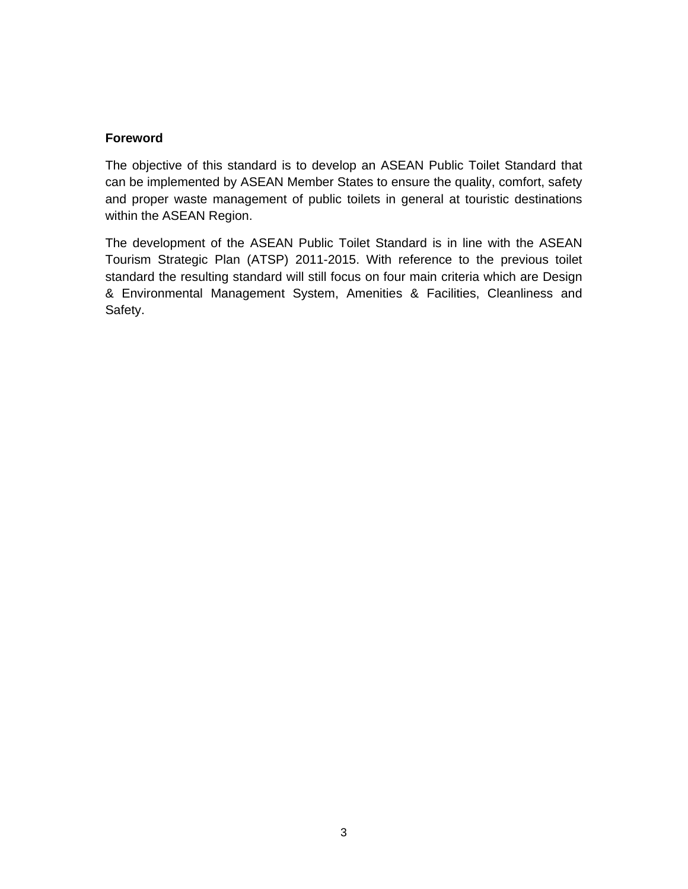## Foreword

The objective of this standard is to develop an ASEAN Public Toilet Standard that can be implemented by ASEAN Member States to ensure the quality, comfort, safety and proper waste management of public toilets in general at touristic destinations within the ASEAN Region.

The development of the ASEAN Public Toilet Standard is in line with the ASEAN Tourism Strategic Plan (ATSP) 2011-2015. With reference to the previous toilet standard the resulting standard will still focus on four main criteria which are Design & Environmental Management System, Amenities & Facilities, Cleanliness and Safety.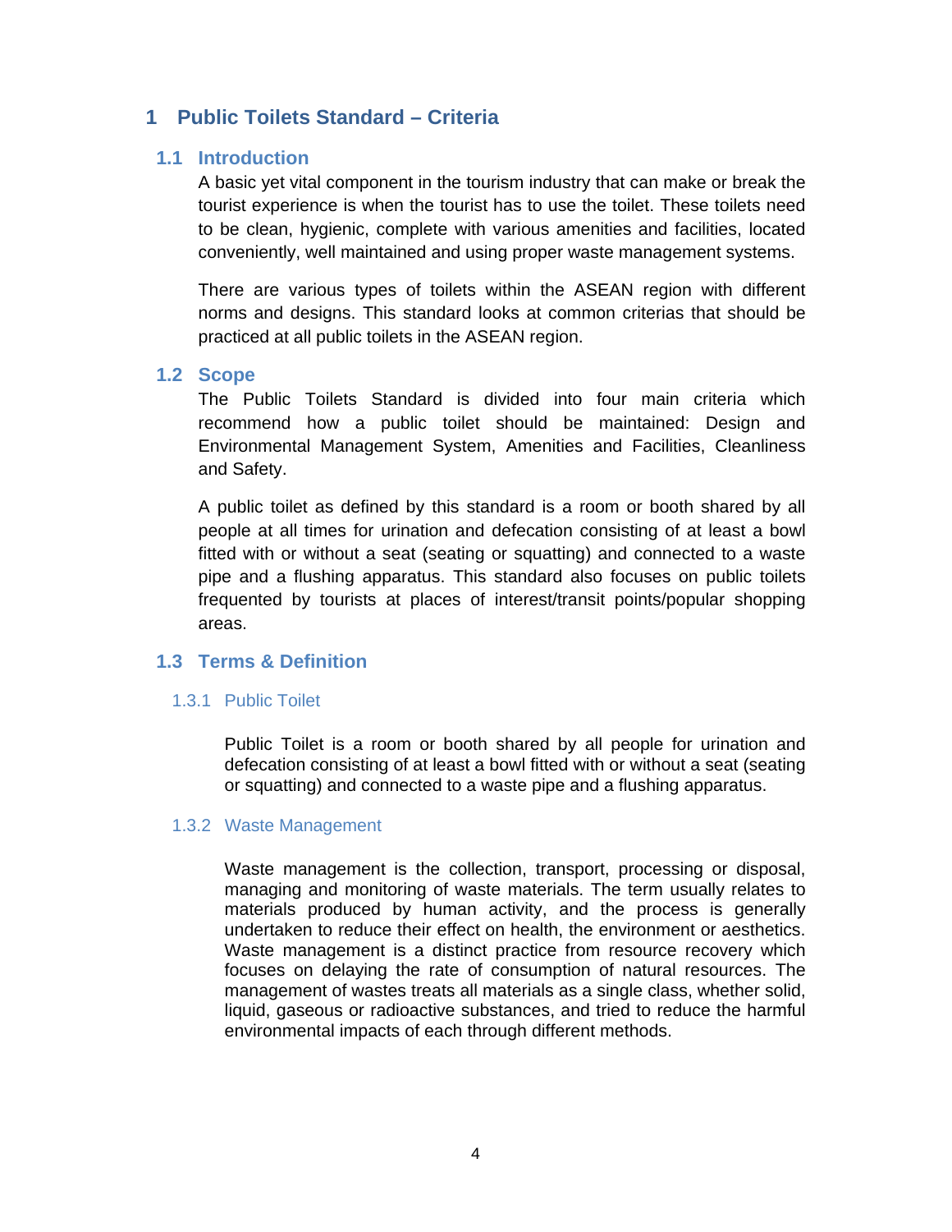# 1 Public Toilets Standard – Criteria

## 1.1 Introduction

A basic yet vital component in the tourism industry that can make or break the tourist experience is when the tourist has to use the toilet. These toilets need to be clean, hygienic, complete with various amenities and facilities, located conveniently, well maintained and using proper waste management systems.

There are various types of toilets within the ASEAN region with different norms and designs. This standard looks at common criterias that should be practiced at all public toilets in the ASEAN region.

## 1.2 Scope

The Public Toilets Standard is divided into four main criteria which recommend how a public toilet should be maintained: Design and Environmental Management System, Amenities and Facilities, Cleanliness and Safety.

A public toilet as defined by this standard is a room or booth shared by all people at all times for urination and defecation consisting of at least a bowl fitted with or without a seat (seating or squatting) and connected to a waste pipe and a flushing apparatus. This standard also focuses on public toilets frequented by tourists at places of interest/transit points/popular shopping areas.

## 1.3 Terms & Definition

### 1.3.1 Public Toilet

Public Toilet is a room or booth shared by all people for urination and defecation consisting of at least a bowl fitted with or without a seat (seating or squatting) and connected to a waste pipe and a flushing apparatus.

### 1.3.2 Waste Management

Waste management is the collection, transport, processing or disposal, managing and monitoring of waste materials. The term usually relates to materials produced by human activity, and the process is generally undertaken to reduce their effect on health, the environment or aesthetics. Waste management is a distinct practice from resource recovery which focuses on delaying the rate of consumption of natural resources. The management of wastes treats all materials as a single class, whether solid, liquid, gaseous or radioactive substances, and tried to reduce the harmful environmental impacts of each through different methods.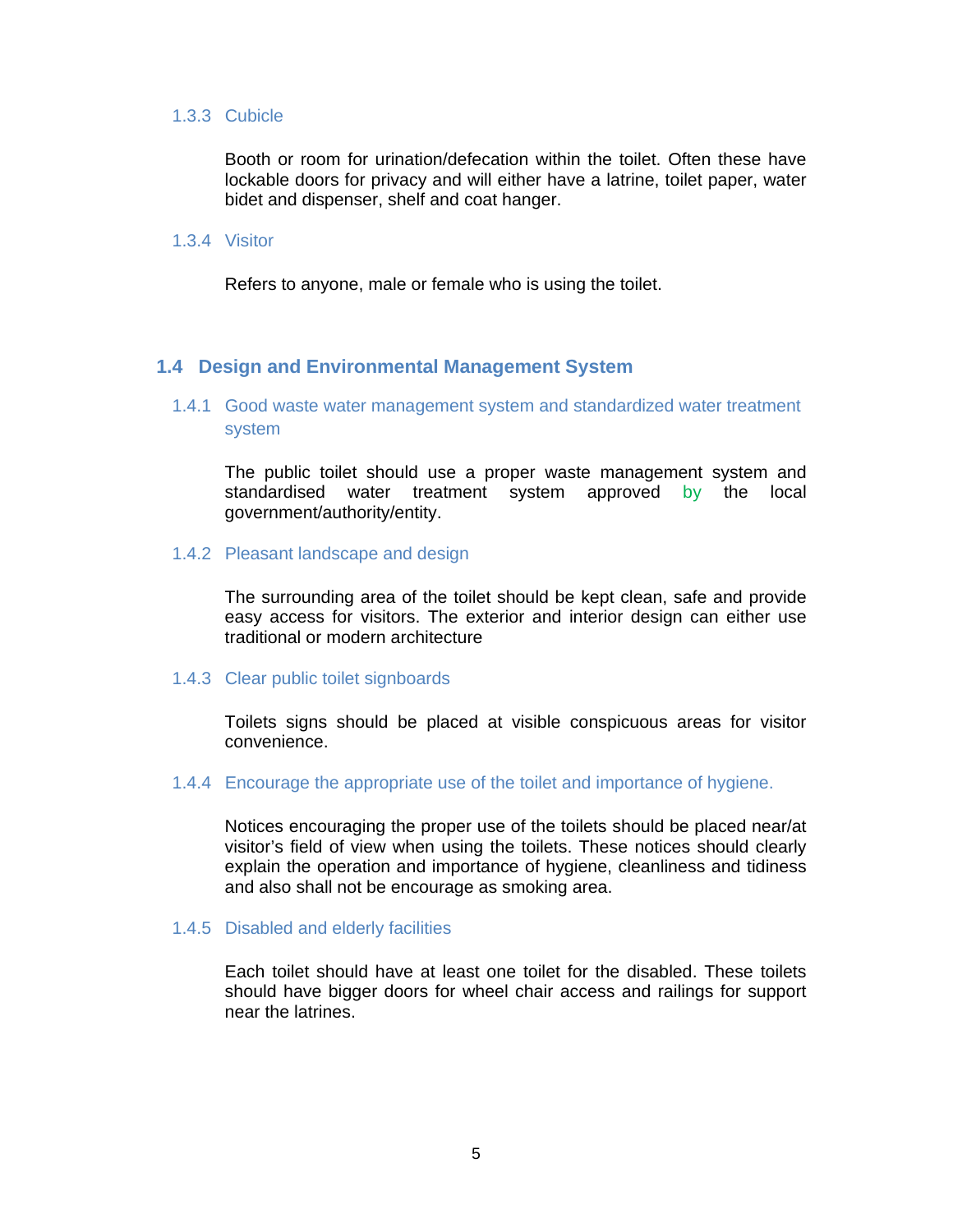### 1.3.3 Cubicle

Booth or room for urination/defecation within the toilet. Often these have lockable doors for privacy and will either have a latrine, toilet paper, water bidet and dispenser, shelf and coat hanger.

### 1.3.4 Visitor

Refers to anyone, male or female who is using the toilet.

## 1.4 Design and Environmental Management System

### 1.4.1 Good waste water management system and standardized water treatment system

The public toilet should use a proper waste management system and standardised water treatment system approved by the local government/authority/entity.

### 1.4.2 Pleasant landscape and design

The surrounding area of the toilet should be kept clean, safe and provide easy access for visitors. The exterior and interior design can either use traditional or modern architecture

### 1.4.3 Clear public toilet signboards

Toilets signs should be placed at visible conspicuous areas for visitor convenience.

### 1.4.4 Encourage the appropriate use of the toilet and importance of hygiene.

Notices encouraging the proper use of the toilets should be placed near/at visitor's field of view when using the toilets. These notices should clearly explain the operation and importance of hygiene, cleanliness and tidiness and also shall not be encourage as smoking area.

### 1.4.5 Disabled and elderly facilities

Each toilet should have at least one toilet for the disabled. These toilets should have bigger doors for wheel chair access and railings for support near the latrines.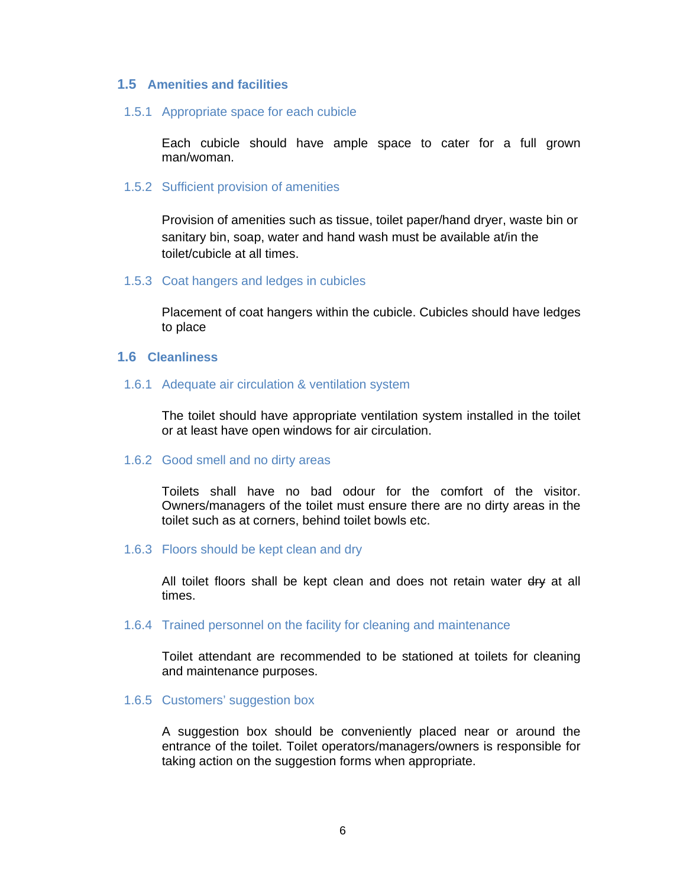## 1.5 Amenities and facilities

### 1.5.1 Appropriate space for each cubicle

Each cubicle should have ample space to cater for a full grown man/woman.

### 1.5.2 Sufficient provision of amenities

Provision of amenities such as tissue, toilet paper/hand dryer, waste bin or sanitary bin, soap, water and hand wash must be available at/in the toilet/cubicle at all times.

### 1.5.3 Coat hangers and ledges in cubicles

Placement of coat hangers within the cubicle. Cubicles should have ledges to place

## 1.6 Cleanliness

### 1.6.1 Adequate air circulation & ventilation system

The toilet should have appropriate ventilation system installed in the toilet or at least have open windows for air circulation.

### 1.6.2 Good smell and no dirty areas

Toilets shall have no bad odour for the comfort of the visitor. Owners/managers of the toilet must ensure there are no dirty areas in the toilet such as at corners, behind toilet bowls etc.

### 1.6.3 Floors should be kept clean and dry

All toilet floors shall be kept clean and does not retain water ~~dry~~ at all times.

### 1.6.4 Trained personnel on the facility for cleaning and maintenance

Toilet attendant are recommended to be stationed at toilets for cleaning and maintenance purposes.

### 1.6.5 Customers' suggestion box

A suggestion box should be conveniently placed near or around the entrance of the toilet. Toilet operators/managers/owners is responsible for taking action on the suggestion forms when appropriate.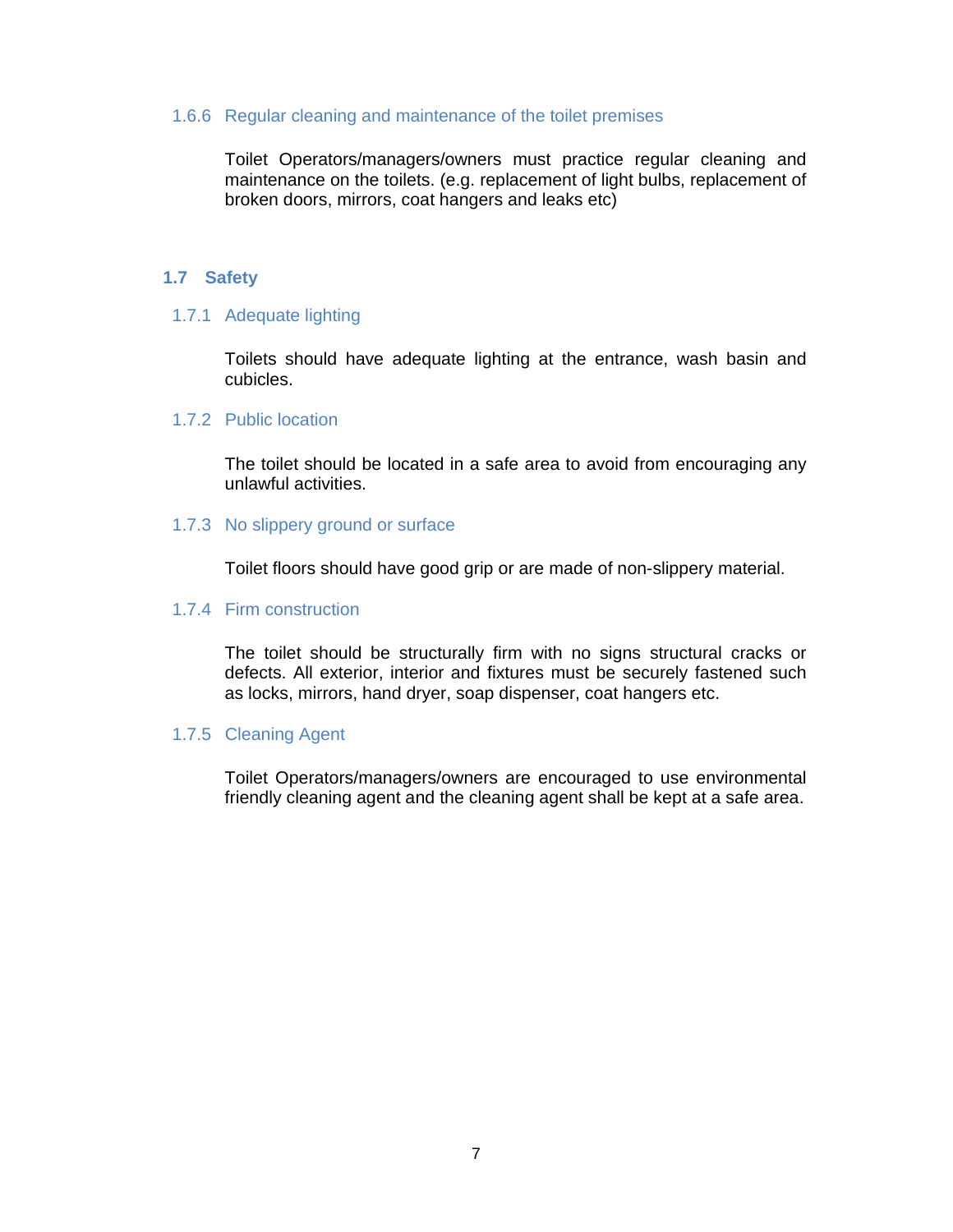### 1.6.6 Regular cleaning and maintenance of the toilet premises

Toilet Operators/managers/owners must practice regular cleaning and maintenance on the toilets. (e.g. replacement of light bulbs, replacement of broken doors, mirrors, coat hangers and leaks etc)

## 1.7 Safety

### 1.7.1 Adequate lighting

Toilets should have adequate lighting at the entrance, wash basin and cubicles.

### 1.7.2 Public location

The toilet should be located in a safe area to avoid from encouraging any unlawful activities.

### 1.7.3 No slippery ground or surface

Toilet floors should have good grip or are made of non-slippery material.

### 1.7.4 Firm construction

The toilet should be structurally firm with no signs structural cracks or defects. All exterior, interior and fixtures must be securely fastened such as locks, mirrors, hand dryer, soap dispenser, coat hangers etc.

### 1.7.5 Cleaning Agent

Toilet Operators/managers/owners are encouraged to use environmental friendly cleaning agent and the cleaning agent shall be kept at a safe area.